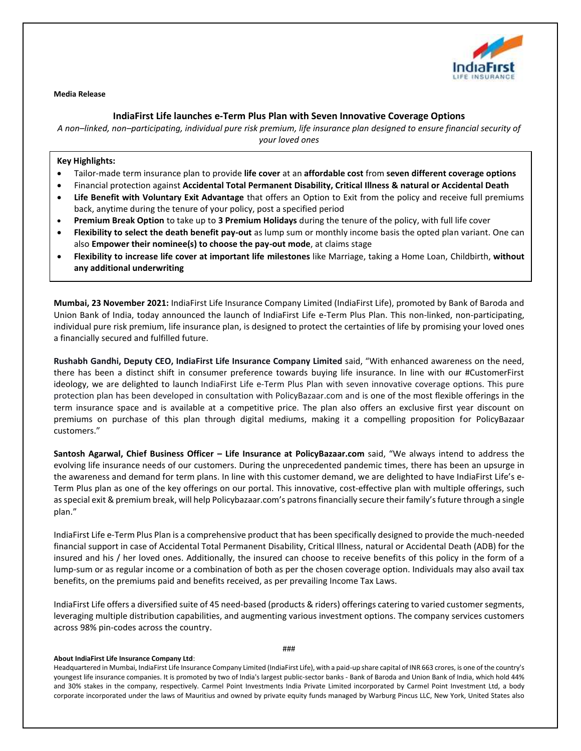**Media Release**

## IndiaFirst Life launches e-Term Plus Plan with Seven Innovative Coverage Options

*A non–linked, non–participating, individual pure risk premium, life insurance plan designed to ensure financial security of your loved ones*

**Key Highlights:**

- Tailor-made term insurance plan to provide **life cover** at an **affordable cost** from **seven different coverage options**
- Financial protection against **Accidental Total Permanent Disability, Critical Illness & natural or Accidental Death**
- **Life Benefit with Voluntary Exit Advantage** that offers an Option to Exit from the policy and receive full premiums back, anytime during the tenure of your policy, post a specified period
- **Premium Break Option** to take up to **3 Premium Holidays** during the tenure of the policy, with full life cover
- **Flexibility to select the death benefit pay-out** as lump sum or monthly income basis the opted plan variant. One can also **Empower their nominee(s) to choose the pay-out mode**, at claims stage
- **Flexibility to increase life cover at important life milestones** like Marriage, taking a Home Loan, Childbirth, **without any additional underwriting**

**Mumbai, 23 November 2021:** IndiaFirst Life Insurance Company Limited (IndiaFirst Life), promoted by Bank of Baroda and Union Bank of India, today announced the launch of IndiaFirst Life e-Term Plus Plan. This non-linked, non-participating, individual pure risk premium, life insurance plan, is designed to protect the certainties of life by promising your loved ones a financially secured and fulfilled future.

**Rushabh Gandhi, Deputy CEO, IndiaFirst Life Insurance Company Limited** said, "With enhanced awareness on the need, there has been a distinct shift in consumer preference towards buying life insurance. In line with our #CustomerFirst ideology, we are delighted to launch IndiaFirst Life e-Term Plus Plan with seven innovative coverage options. This pure protection plan has been developed in consultation with PolicyBazaar.com and is one of the most flexible offerings in the term insurance space and is available at a competitive price. The plan also offers an exclusive first year discount on premiums on purchase of this plan through digital mediums, making it a compelling proposition for PolicyBazaar customers."

**Santosh Agarwal, Chief Business Officer – Life Insurance at PolicyBazaar.com** said, "We always intend to address the evolving life insurance needs of our customers. During the unprecedented pandemic times, there has been an upsurge in the awareness and demand for term plans. In line with this customer demand, we are delighted to have IndiaFirst Life's e-Term Plus plan as one of the key offerings on our portal. This innovative, cost-effective plan with multiple offerings, such as special exit & premium break, will help Policybazaar.com's patrons financially secure their family's future through a single plan."

IndiaFirst Life e-Term Plus Plan is a comprehensive product that has been specifically designed to provide the much-needed financial support in case of Accidental Total Permanent Disability, Critical Illness, natural or Accidental Death (ADB) for the insured and his / her loved ones. Additionally, the insured can choose to receive benefits of this policy in the form of a lump-sum or as regular income or a combination of both as per the chosen coverage option. Individuals may also avail tax benefits, on the premiums paid and benefits received, as per prevailing Income Tax Laws.

IndiaFirst Life offers a diversified suite of 45 need-based (products & riders) offerings catering to varied customer segments, leveraging multiple distribution capabilities, and augmenting various investment options. The company services customers across 98% pin-codes across the country.

###

**About IndiaFirst Life Insurance Company Ltd**:

Headquartered in Mumbai, IndiaFirst Life Insurance Company Limited (IndiaFirst Life), with a paid-up share capital of INR 663 crores, is one of the country's youngest life insurance companies. It is promoted by two of India's largest public-sector banks - Bank of Baroda and Union Bank of India, which hold 44% and 30% stakes in the company, respectively. Carmel Point Investments India Private Limited incorporated by Carmel Point Investment Ltd, a body corporate incorporated under the laws of Mauritius and owned by private equity funds managed by Warburg Pincus LLC, New York, United States also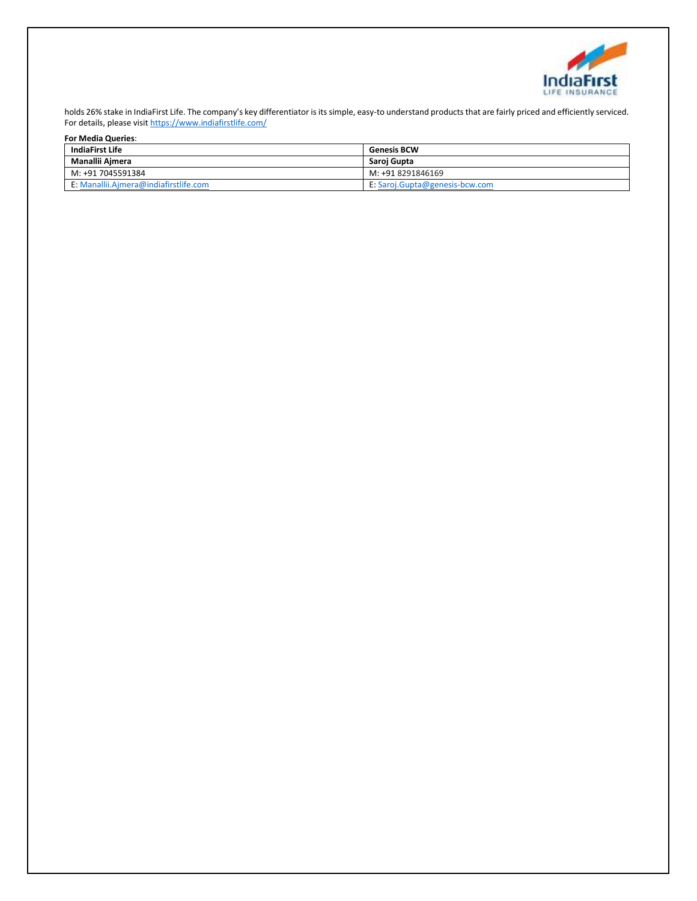holds 26% stake in IndiaFirst Life. The company's key differentiator is its simple, easy-to understand products that are fairly priced and efficiently serviced. For details, please visit https://www.indiafirstlife.com/

**For Media Queries**:

| **IndiaFirst Life** | **Genesis BCW** |
|---|---|
| **Manallii Ajmera** | **Saroj Gupta** |
| M: +91 7045591384 | M: +91 8291846169 |
| E: Manallii.Ajmera@indiafirstlife.com | E: Saroj.Gupta@genesis-bcw.com |